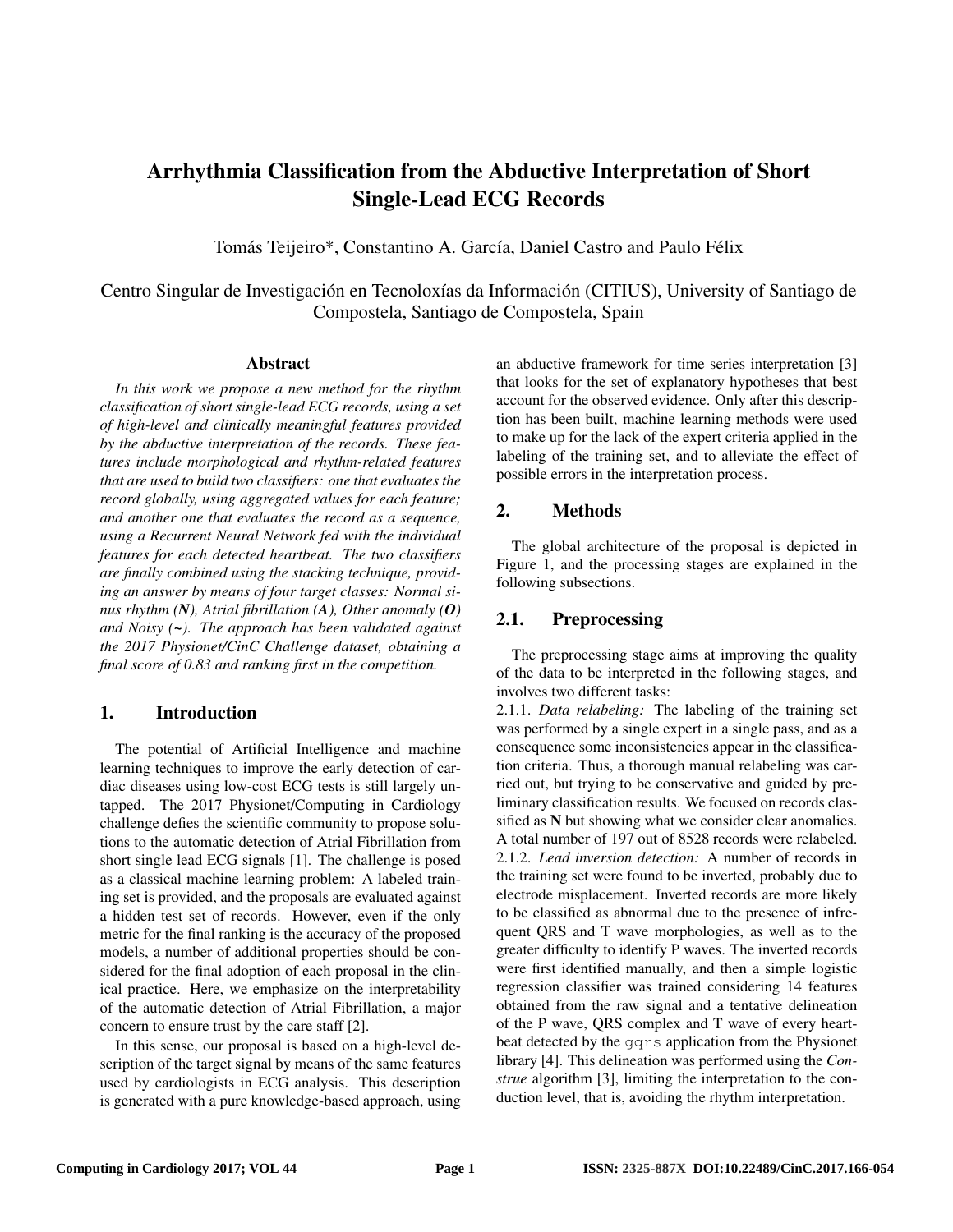# Arrhythmia Classification from the Abductive Interpretation of Short Single-Lead ECG Records

Tomás Teijeiro*, Constantino A. García, Daniel Castro and Paulo Félix

Centro Singular de Investigación en Tecnoloxías da Información (CITIUS), University of Santiago de Compostela, Santiago de Compostela, Spain

## Abstract

*In this work we propose a new method for the rhythm classification of short single-lead ECG records, using a set of high-level and clinically meaningful features provided by the abductive interpretation of the records. These features include morphological and rhythm-related features that are used to build two classifiers: one that evaluates the record globally, using aggregated values for each feature; and another one that evaluates the record as a sequence, using a Recurrent Neural Network fed with the individual features for each detected heartbeat. The two classifiers are finally combined using the stacking technique, providing an answer by means of four target classes: Normal sinus rhythm (**N**), Atrial fibrillation (**A**), Other anomaly (**O**) and Noisy (**~**). The approach has been validated against the 2017 Physionet/CinC Challenge dataset, obtaining a final score of 0.83 and ranking first in the competition.*

## 1. Introduction

The potential of Artificial Intelligence and machine learning techniques to improve the early detection of cardiac diseases using low-cost ECG tests is still largely untapped. The 2017 Physionet/Computing in Cardiology challenge defies the scientific community to propose solutions to the automatic detection of Atrial Fibrillation from short single lead ECG signals [1]. The challenge is posed as a classical machine learning problem: A labeled training set is provided, and the proposals are evaluated against a hidden test set of records. However, even if the only metric for the final ranking is the accuracy of the proposed models, a number of additional properties should be considered for the final adoption of each proposal in the clinical practice. Here, we emphasize on the interpretability of the automatic detection of Atrial Fibrillation, a major concern to ensure trust by the care staff [2].

In this sense, our proposal is based on a high-level description of the target signal by means of the same features used by cardiologists in ECG analysis. This description is generated with a pure knowledge-based approach, using an abductive framework for time series interpretation [3] that looks for the set of explanatory hypotheses that best account for the observed evidence. Only after this description has been built, machine learning methods were used to make up for the lack of the expert criteria applied in the labeling of the training set, and to alleviate the effect of possible errors in the interpretation process.

## 2. Methods

The global architecture of the proposal is depicted in Figure 1, and the processing stages are explained in the following subsections.

## 2.1. Preprocessing

The preprocessing stage aims at improving the quality of the data to be interpreted in the following stages, and involves two different tasks:

2.1.1. *Data relabeling:* The labeling of the training set was performed by a single expert in a single pass, and as a consequence some inconsistencies appear in the classification criteria. Thus, a thorough manual relabeling was carried out, but trying to be conservative and guided by preliminary classification results. We focused on records classified as **N** but showing what we consider clear anomalies. A total number of 197 out of 8528 records were relabeled.

2.1.2. *Lead inversion detection:* A number of records in the training set were found to be inverted, probably due to electrode misplacement. Inverted records are more likely to be classified as abnormal due to the presence of infrequent QRS and T wave morphologies, as well as to the greater difficulty to identify P waves. The inverted records were first identified manually, and then a simple logistic regression classifier was trained considering 14 features obtained from the raw signal and a tentative delineation of the P wave, QRS complex and T wave of every heartbeat detected by the `gqrs` application from the Physionet library [4]. This delineation was performed using the *Construe* algorithm [3], limiting the interpretation to the conduction level, that is, avoiding the rhythm interpretation.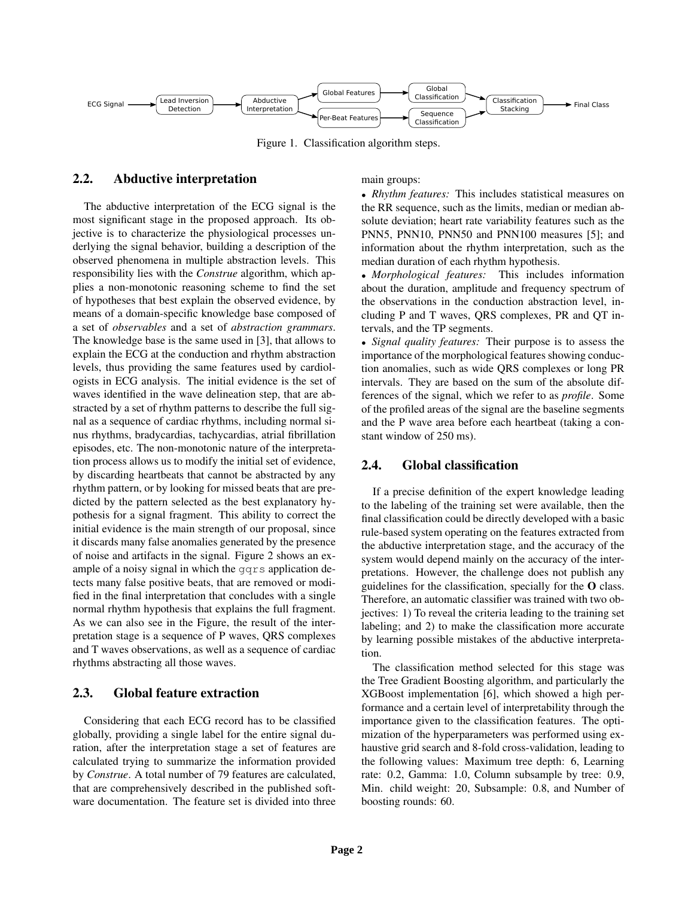ECG Signal → Lead Inversion Detection → Abductive Interpretation → Global Features → Global Classification → Classification Stacking → Final Class

Abductive Interpretation → Per-Beat Features → Sequence Classification → Classification Stacking

Figure 1. Classification algorithm steps.

## 2.2. Abductive interpretation

The abductive interpretation of the ECG signal is the most significant stage in the proposed approach. Its objective is to characterize the physiological processes underlying the signal behavior, building a description of the observed phenomena in multiple abstraction levels. This responsibility lies with the *Construe* algorithm, which applies a non-monotonic reasoning scheme to find the set of hypotheses that best explain the observed evidence, by means of a domain-specific knowledge base composed of a set of *observables* and a set of *abstraction grammars*. The knowledge base is the same used in [3], that allows to explain the ECG at the conduction and rhythm abstraction levels, thus providing the same features used by cardiologists in ECG analysis. The initial evidence is the set of waves identified in the wave delineation step, that are abstracted by a set of rhythm patterns to describe the full signal as a sequence of cardiac rhythms, including normal sinus rhythms, bradycardias, tachycardias, atrial fibrillation episodes, etc. The non-monotonic nature of the interpretation process allows us to modify the initial set of evidence, by discarding heartbeats that cannot be abstracted by any rhythm pattern, or by looking for missed beats that are predicted by the pattern selected as the best explanatory hypothesis for a signal fragment. This ability to correct the initial evidence is the main strength of our proposal, since it discards many false anomalies generated by the presence of noise and artifacts in the signal. Figure 2 shows an example of a noisy signal in which the `gqrs` application detects many false positive beats, that are removed or modified in the final interpretation that concludes with a single normal rhythm hypothesis that explains the full fragment. As we can also see in the Figure, the result of the interpretation stage is a sequence of P waves, QRS complexes and T waves observations, as well as a sequence of cardiac rhythms abstracting all those waves.

## 2.3. Global feature extraction

Considering that each ECG record has to be classified globally, providing a single label for the entire signal duration, after the interpretation stage a set of features are calculated trying to summarize the information provided by *Construe*. A total number of 79 features are calculated, that are comprehensively described in the published software documentation. The feature set is divided into three main groups:

- *Rhythm features:* This includes statistical measures on the RR sequence, such as the limits, median or median absolute deviation; heart rate variability features such as the PNN5, PNN10, PNN50 and PNN100 measures [5]; and information about the rhythm interpretation, such as the median duration of each rhythm hypothesis.
- *Morphological features:* This includes information about the duration, amplitude and frequency spectrum of the observations in the conduction abstraction level, including P and T waves, QRS complexes, PR and QT intervals, and the TP segments.
- *Signal quality features:* Their purpose is to assess the importance of the morphological features showing conduction anomalies, such as wide QRS complexes or long PR intervals. They are based on the sum of the absolute differences of the signal, which we refer to as *profile*. Some of the profiled areas of the signal are the baseline segments and the P wave area before each heartbeat (taking a constant window of 250 ms).

## 2.4. Global classification

If a precise definition of the expert knowledge leading to the labeling of the training set were available, then the final classification could be directly developed with a basic rule-based system operating on the features extracted from the abductive interpretation stage, and the accuracy of the system would depend mainly on the accuracy of the interpretations. However, the challenge does not publish any guidelines for the classification, specially for the **O** class. Therefore, an automatic classifier was trained with two objectives: 1) To reveal the criteria leading to the training set labeling; and 2) to make the classification more accurate by learning possible mistakes of the abductive interpretation.

The classification method selected for this stage was the Tree Gradient Boosting algorithm, and particularly the XGBoost implementation [6], which showed a high performance and a certain level of interpretability through the importance given to the classification features. The optimization of the hyperparameters was performed using exhaustive grid search and 8-fold cross-validation, leading to the following values: Maximum tree depth: 6, Learning rate: 0.2, Gamma: 1.0, Column subsample by tree: 0.9, Min. child weight: 20, Subsample: 0.8, and Number of boosting rounds: 60.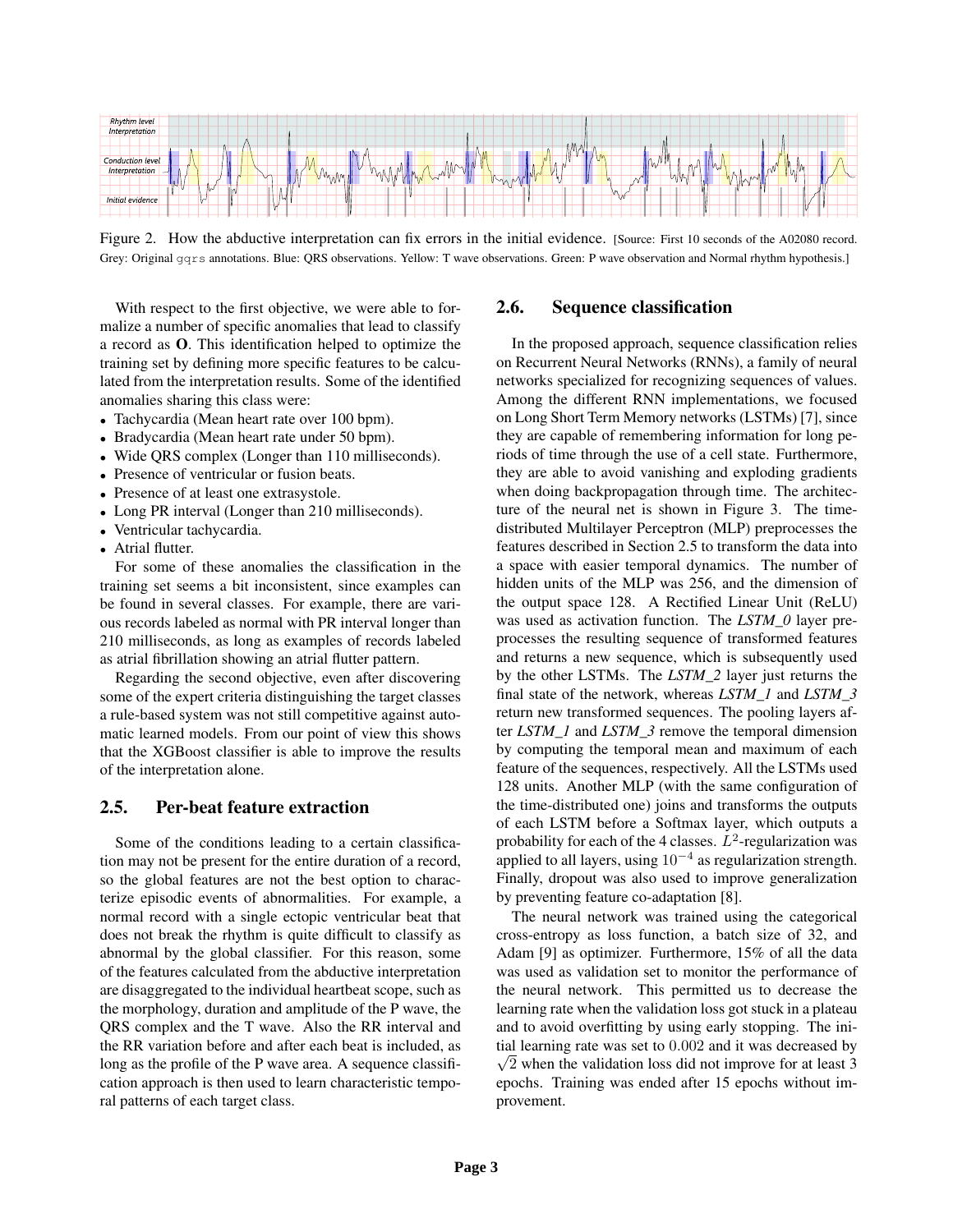Figure 2. How the abductive interpretation can fix errors in the initial evidence. [Source: First 10 seconds of the A02080 record. Grey: Original `gqrs` annotations. Blue: QRS observations. Yellow: T wave observations. Green: P wave observation and Normal rhythm hypothesis.]

With respect to the first objective, we were able to formalize a number of specific anomalies that lead to classify a record as **O**. This identification helped to optimize the training set by defining more specific features to be calculated from the interpretation results. Some of the identified anomalies sharing this class were:

- Tachycardia (Mean heart rate over 100 bpm).
- Bradycardia (Mean heart rate under 50 bpm).
- Wide QRS complex (Longer than 110 milliseconds).
- Presence of ventricular or fusion beats.
- Presence of at least one extrasystole.
- Long PR interval (Longer than 210 milliseconds).
- Ventricular tachycardia.
- Atrial flutter.

For some of these anomalies the classification in the training set seems a bit inconsistent, since examples can be found in several classes. For example, there are various records labeled as normal with PR interval longer than 210 milliseconds, as long as examples of records labeled as atrial fibrillation showing an atrial flutter pattern.

Regarding the second objective, even after discovering some of the expert criteria distinguishing the target classes a rule-based system was not still competitive against automatic learned models. From our point of view this shows that the XGBoost classifier is able to improve the results of the interpretation alone.

## 2.5. Per-beat feature extraction

Some of the conditions leading to a certain classification may not be present for the entire duration of a record, so the global features are not the best option to characterize episodic events of abnormalities. For example, a normal record with a single ectopic ventricular beat that does not break the rhythm is quite difficult to classify as abnormal by the global classifier. For this reason, some of the features calculated from the abductive interpretation are disaggregated to the individual heartbeat scope, such as the morphology, duration and amplitude of the P wave, the QRS complex and the T wave. Also the RR interval and the RR variation before and after each beat is included, as long as the profile of the P wave area. A sequence classification approach is then used to learn characteristic temporal patterns of each target class.

## 2.6. Sequence classification

In the proposed approach, sequence classification relies on Recurrent Neural Networks (RNNs), a family of neural networks specialized for recognizing sequences of values. Among the different RNN implementations, we focused on Long Short Term Memory networks (LSTMs) [7], since they are capable of remembering information for long periods of time through the use of a cell state. Furthermore, they are able to avoid vanishing and exploding gradients when doing backpropagation through time. The architecture of the neural net is shown in Figure 3. The time-distributed Multilayer Perceptron (MLP) preprocesses the features described in Section 2.5 to transform the data into a space with easier temporal dynamics. The number of hidden units of the MLP was 256, and the dimension of the output space 128. A Rectified Linear Unit (ReLU) was used as activation function. The *LSTM_0* layer preprocesses the resulting sequence of transformed features and returns a new sequence, which is subsequently used by the other LSTMs. The *LSTM_2* layer just returns the final state of the network, whereas *LSTM_1* and *LSTM_3* return new transformed sequences. The pooling layers after *LSTM_1* and *LSTM_3* remove the temporal dimension by computing the temporal mean and maximum of each feature of the sequences, respectively. All the LSTMs used 128 units. Another MLP (with the same configuration of the time-distributed one) joins and transforms the outputs of each LSTM before a Softmax layer, which outputs a probability for each of the 4 classes. $L^2$-regularization was applied to all layers, using $10^{-4}$ as regularization strength. Finally, dropout was also used to improve generalization by preventing feature co-adaptation [8].

The neural network was trained using the categorical cross-entropy as loss function, a batch size of 32, and Adam [9] as optimizer. Furthermore, 15% of all the data was used as validation set to monitor the performance of the neural network. This permitted us to decrease the learning rate when the validation loss got stuck in a plateau and to avoid overfitting by using early stopping. The initial learning rate was set to $0.002$ and it was decreased by $\sqrt{2}$ when the validation loss did not improve for at least 3 epochs. Training was ended after 15 epochs without improvement.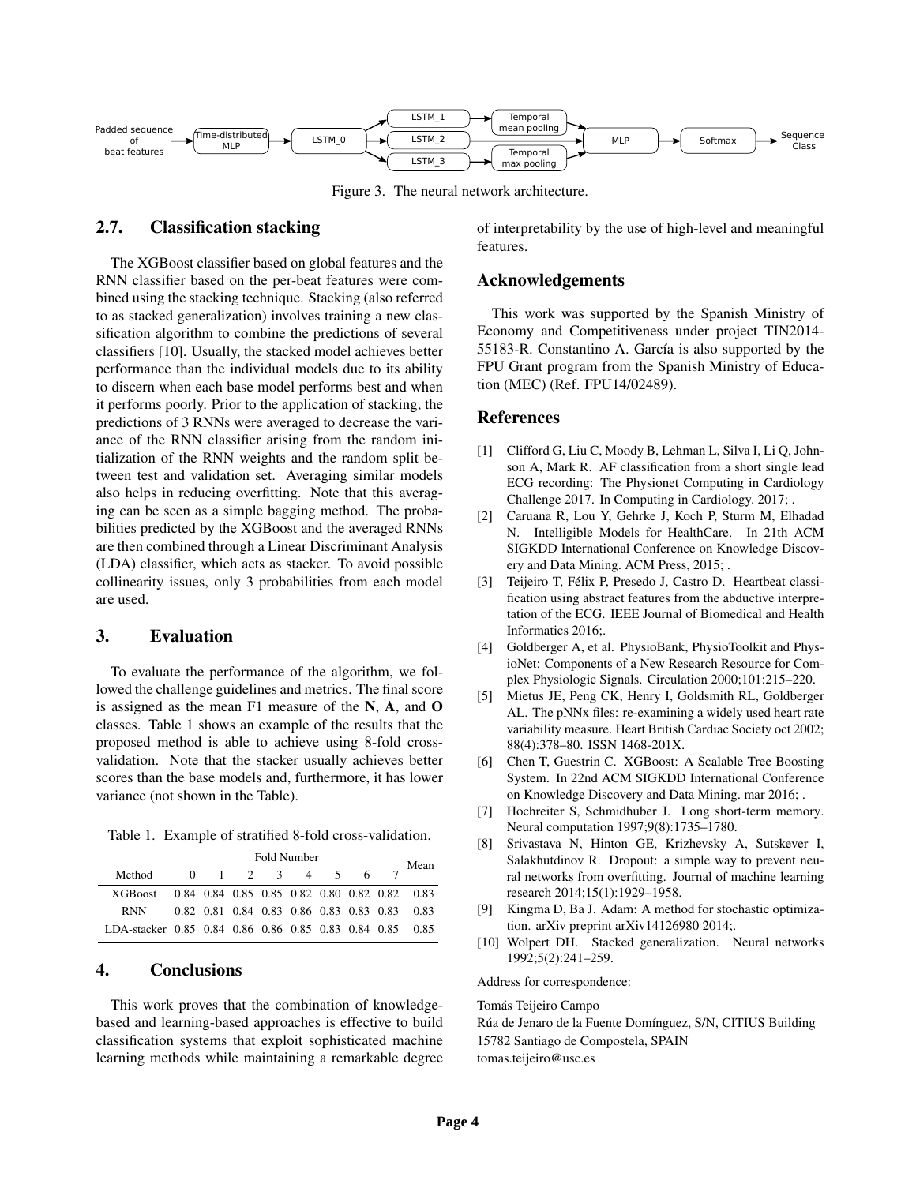Padded sequence
of
beat features

Time-distributed
MLP

LSTM_0

LSTM_1

LSTM_2

LSTM_3

Temporal
mean pooling

Temporal
max pooling

MLP

Softmax

Sequence
Class

Figure 3. The neural network architecture.

## 2.7. Classification stacking

The XGBoost classifier based on global features and the RNN classifier based on the per-beat features were combined using the stacking technique. Stacking (also referred to as stacked generalization) involves training a new classification algorithm to combine the predictions of several classifiers [10]. Usually, the stacked model achieves better performance than the individual models due to its ability to discern when each base model performs best and when it performs poorly. Prior to the application of stacking, the predictions of 3 RNNs were averaged to decrease the variance of the RNN classifier arising from the random initialization of the RNN weights and the random split between test and validation set. Averaging similar models also helps in reducing overfitting. Note that this averaging can be seen as a simple bagging method. The probabilities predicted by the XGBoost and the averaged RNNs are then combined through a Linear Discriminant Analysis (LDA) classifier, which acts as stacker. To avoid possible collinearity issues, only 3 probabilities from each model are used.

## 3. Evaluation

To evaluate the performance of the algorithm, we followed the challenge guidelines and metrics. The final score is assigned as the mean F1 measure of the **N**, **A**, and **O** classes. Table 1 shows an example of the results that the proposed method is able to achieve using 8-fold cross-validation. Note that the stacker usually achieves better scores than the base models and, furthermore, it has lower variance (not shown in the Table).

Table 1. Example of stratified 8-fold cross-validation.

| Method | Fold Number | | | | | | | | Mean |
|---|---|---|---|---|---|---|---|---|---|
| | 0 | 1 | 2 | 3 | 4 | 5 | 6 | 7 | |
| XGBoost | 0.84 | 0.84 | 0.85 | 0.85 | 0.82 | 0.80 | 0.82 | 0.82 | 0.83 |
| RNN | 0.82 | 0.81 | 0.84 | 0.83 | 0.86 | 0.83 | 0.83 | 0.83 | 0.83 |
| LDA-stacker | 0.85 | 0.84 | 0.86 | 0.86 | 0.85 | 0.83 | 0.84 | 0.85 | 0.85 |

## 4. Conclusions

This work proves that the combination of knowledge-based and learning-based approaches is effective to build classification systems that exploit sophisticated machine learning methods while maintaining a remarkable degree of interpretability by the use of high-level and meaningful features.

## Acknowledgements

This work was supported by the Spanish Ministry of Economy and Competitiveness under project TIN2014-55183-R. Constantino A. García is also supported by the FPU Grant program from the Spanish Ministry of Education (MEC) (Ref. FPU14/02489).

## References

[1] Clifford G, Liu C, Moody B, Lehman L, Silva I, Li Q, Johnson A, Mark R. AF classification from a short single lead ECG recording: The Physionet Computing in Cardiology Challenge 2017. In Computing in Cardiology. 2017; .

[2] Caruana R, Lou Y, Gehrke J, Koch P, Sturm M, Elhadad N. Intelligible Models for HealthCare. In 21th ACM SIGKDD International Conference on Knowledge Discovery and Data Mining. ACM Press, 2015; .

[3] Teijeiro T, Félix P, Presedo J, Castro D. Heartbeat classification using abstract features from the abductive interpretation of the ECG. IEEE Journal of Biomedical and Health Informatics 2016;.

[4] Goldberger A, et al. PhysioBank, PhysioToolkit and PhysioNet: Components of a New Research Resource for Complex Physiologic Signals. Circulation 2000;101:215–220.

[5] Mietus JE, Peng CK, Henry I, Goldsmith RL, Goldberger AL. The pNNx files: re-examining a widely used heart rate variability measure. Heart British Cardiac Society oct 2002; 88(4):378–80. ISSN 1468-201X.

[6] Chen T, Guestrin C. XGBoost: A Scalable Tree Boosting System. In 22nd ACM SIGKDD International Conference on Knowledge Discovery and Data Mining. mar 2016; .

[7] Hochreiter S, Schmidhuber J. Long short-term memory. Neural computation 1997;9(8):1735–1780.

[8] Srivastava N, Hinton GE, Krizhevsky A, Sutskever I, Salakhutdinov R. Dropout: a simple way to prevent neural networks from overfitting. Journal of machine learning research 2014;15(1):1929–1958.

[9] Kingma D, Ba J. Adam: A method for stochastic optimization. arXiv preprint arXiv14126980 2014;.

[10] Wolpert DH. Stacked generalization. Neural networks 1992;5(2):241–259.

Address for correspondence:

Tomás Teijeiro Campo
Rúa de Jenaro de la Fuente Domínguez, S/N, CITIUS Building
15782 Santiago de Compostela, SPAIN
tomas.teijeiro@usc.es